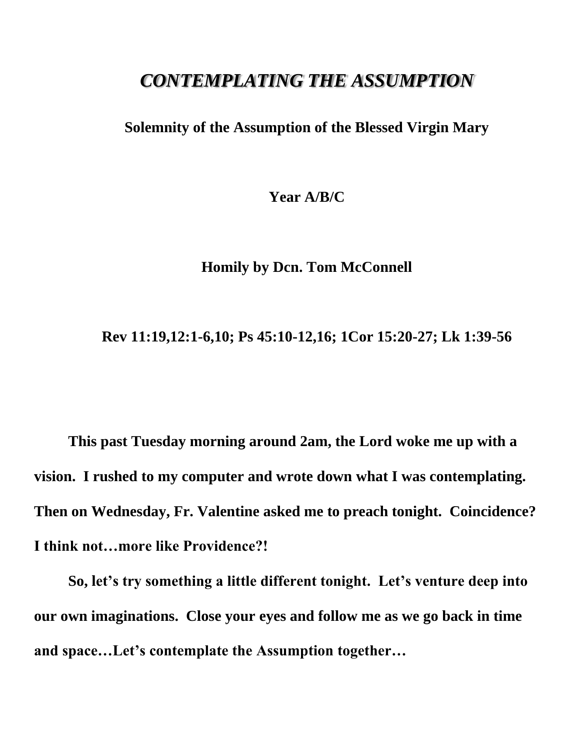# *CONTEMPLATING THE ASSUMPTION*

**Solemnity of the Assumption of the Blessed Virgin Mary**

**Year A/B/C**

**Homily by Dcn. Tom McConnell**

**Rev 11:19,12:1-6,10; Ps 45:10-12,16; 1Cor 15:20-27; Lk 1:39-56**

**This past Tuesday morning around 2am, the Lord woke me up with a vision. I rushed to my computer and wrote down what I was contemplating. Then on Wednesday, Fr. Valentine asked me to preach tonight. Coincidence? I think not…more like Providence?!**

**So, let's try something a little different tonight. Let's venture deep into our own imaginations. Close your eyes and follow me as we go back in time and space…Let's contemplate the Assumption together…**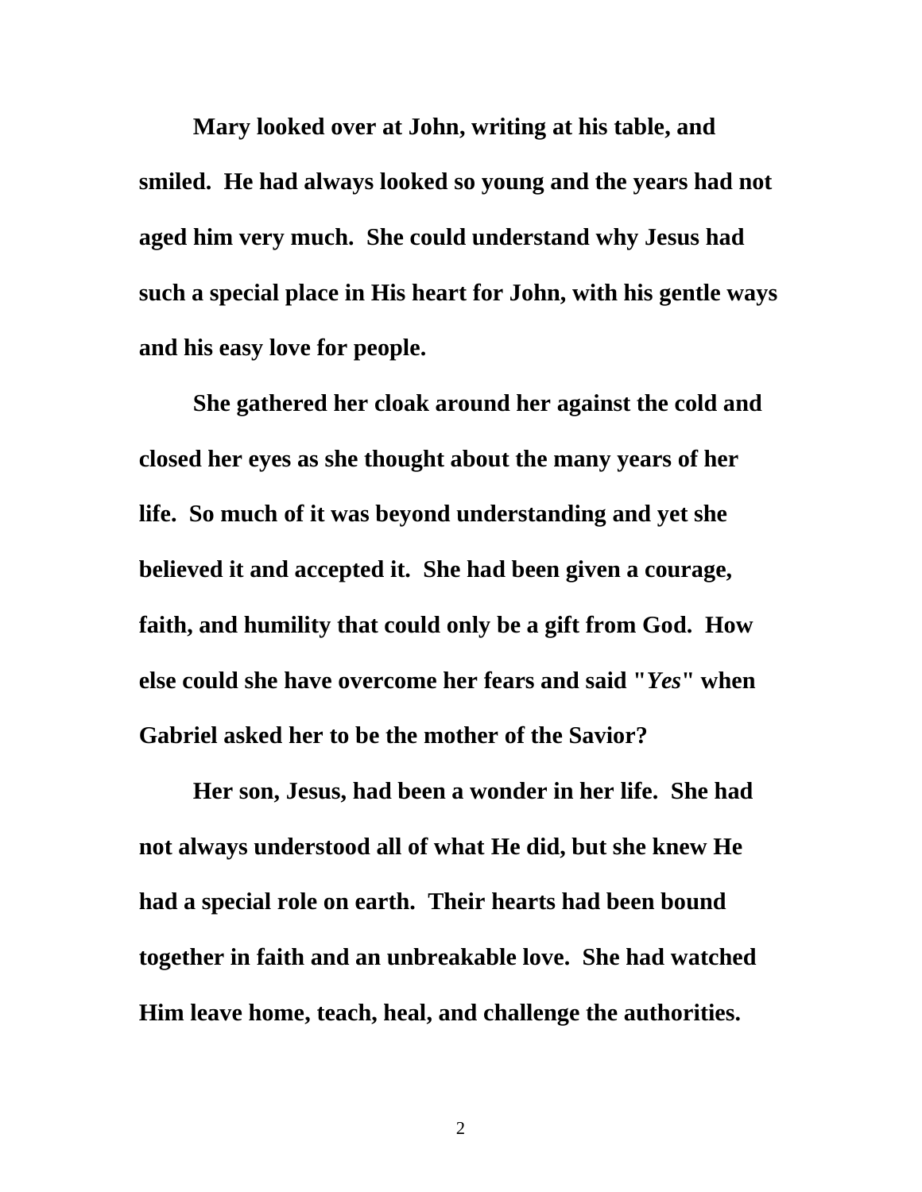Mary looked over at John, writing at his table, and smiled. He had always looked so young and the years had not aged him very much. She could understand why Jesus had such a special place in His heart for John, with his gentle ways and his easy love for people.

She gathered her cloak around her against the cold and closed her eyes as she thought about the many years of her life. So much of it was beyond understanding and yet she believed it and accepted it. She had been given a courage, faith, and humility that could only be a gift from God. How else could she have overcome her fears and said "*Yes*" when Gabriel asked her to be the mother of the Savior?

Her son, Jesus, had been a wonder in her life. She had not always understood all of what He did, but she knew He had a special role on earth. Their hearts had been bound together in faith and an unbreakable love. She had watched Him leave home, teach, heal, and challenge the authorities.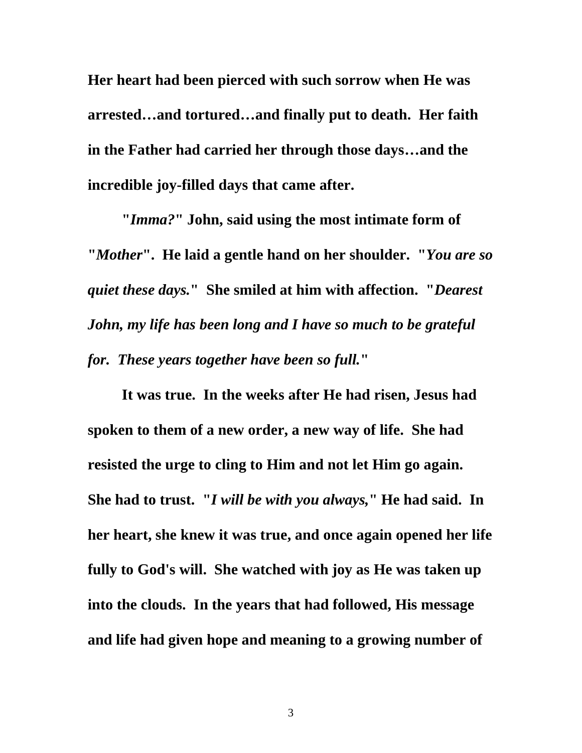**Her heart had been pierced with such sorrow when He was arrested…and tortured…and finally put to death. Her faith in the Father had carried her through those days…and the incredible joy-filled days that came after.**

**"*Imma?*" John, said using the most intimate form of "*Mother*". He laid a gentle hand on her shoulder. "*You are so quiet these days.*" She smiled at him with affection. "*Dearest John, my life has been long and I have so much to be grateful for. These years together have been so full.*"**

**It was true. In the weeks after He had risen, Jesus had spoken to them of a new order, a new way of life. She had resisted the urge to cling to Him and not let Him go again. She had to trust. "*I will be with you always,*" He had said. In her heart, she knew it was true, and once again opened her life fully to God's will. She watched with joy as He was taken up into the clouds. In the years that had followed, His message and life had given hope and meaning to a growing number of**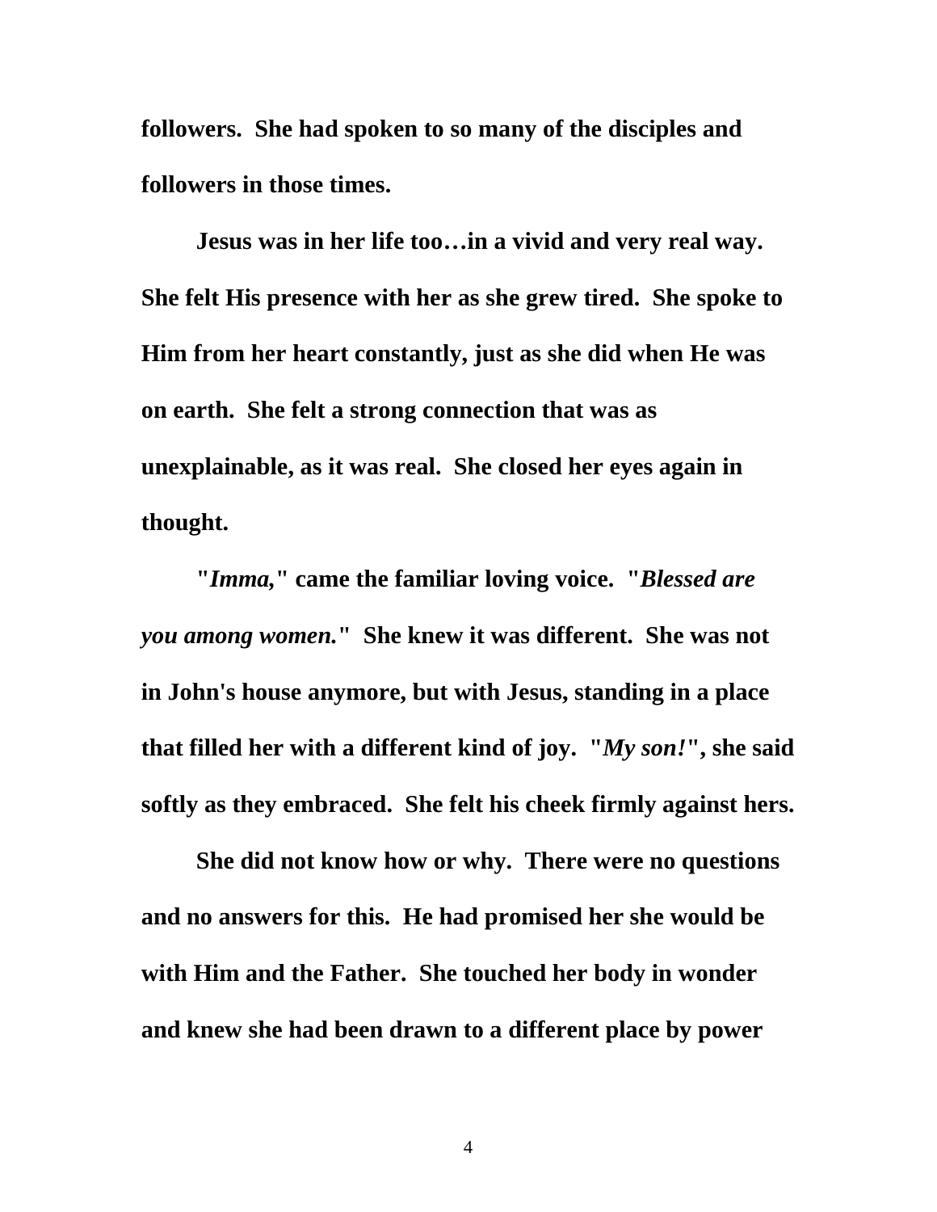**followers. She had spoken to so many of the disciples and followers in those times.**

**Jesus was in her life too…in a vivid and very real way. She felt His presence with her as she grew tired. She spoke to Him from her heart constantly, just as she did when He was on earth. She felt a strong connection that was as unexplainable, as it was real. She closed her eyes again in thought.**

**"*Imma,*" came the familiar loving voice. "*Blessed are you among women.*" She knew it was different. She was not in John's house anymore, but with Jesus, standing in a place that filled her with a different kind of joy. "*My son!*", she said softly as they embraced. She felt his cheek firmly against hers.**

**She did not know how or why. There were no questions and no answers for this. He had promised her she would be with Him and the Father. She touched her body in wonder and knew she had been drawn to a different place by power**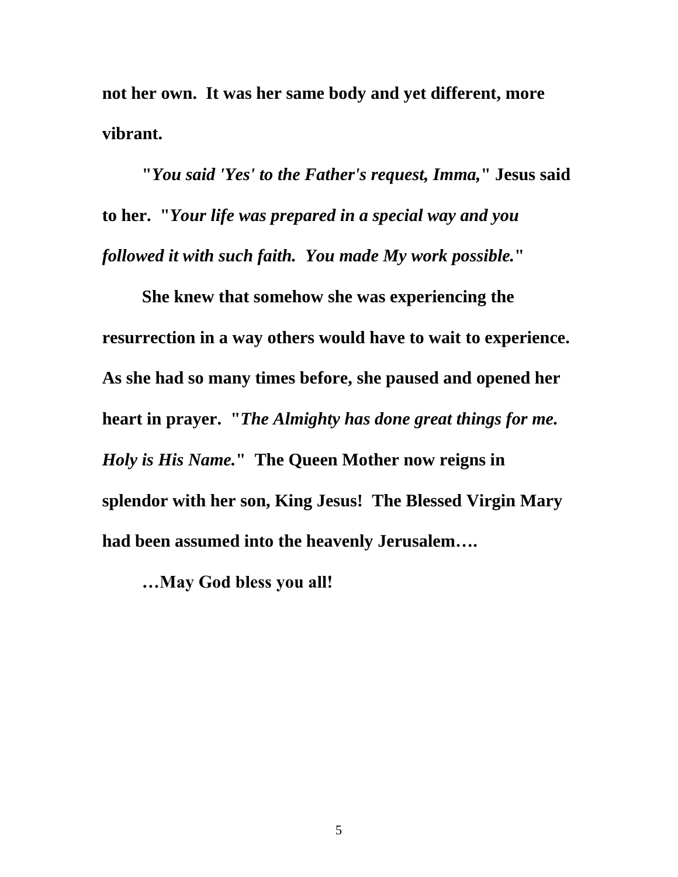**not her own. It was her same body and yet different, more vibrant.**

**"*You said 'Yes' to the Father's request, Imma,*" Jesus said to her. "*Your life was prepared in a special way and you followed it with such faith. You made My work possible.*"**

**She knew that somehow she was experiencing the resurrection in a way others would have to wait to experience. As she had so many times before, she paused and opened her heart in prayer. "*The Almighty has done great things for me. Holy is His Name.*" The Queen Mother now reigns in splendor with her son, King Jesus! The Blessed Virgin Mary had been assumed into the heavenly Jerusalem….**

**…May God bless you all!**